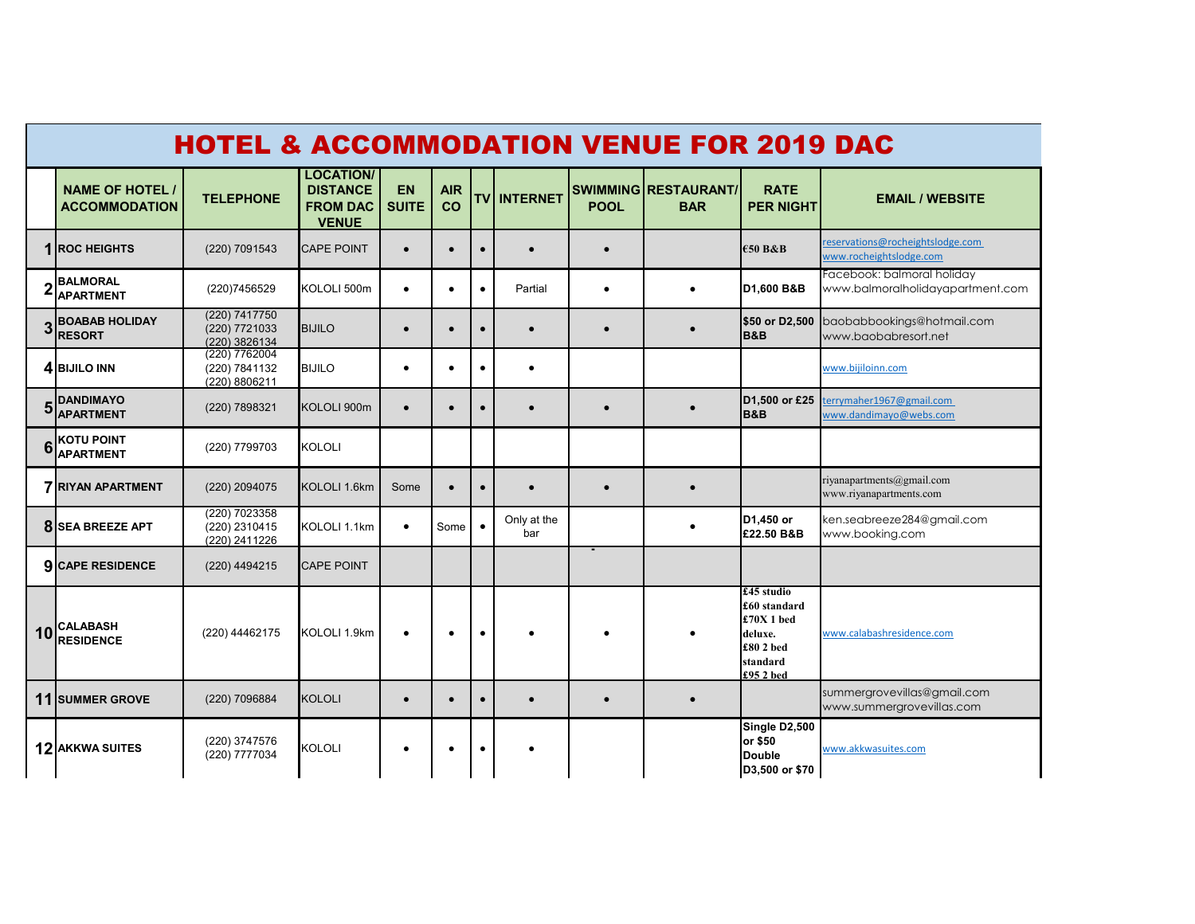# HOTEL & ACCOMMODATION VENUE FOR 2019 DAC

| | NAME OF HOTEL / ACCOMMODATION | TELEPHONE | LOCATION/ DISTANCE FROM DAC VENUE | EN SUITE | AIR CO | TV | INTERNET | SWIMMING POOL | RESTAURANT/ BAR | RATE PER NIGHT | EMAIL / WEBSITE |
|---|---|---|---|---|---|---|---|---|---|---|---|
| 1 | ROC HEIGHTS | (220) 7091543 | CAPE POINT | • | • | • | • | • | | €50 B&B | reservations@rocheightslodge.com www.rocheightslodge.com |
| 2 | BALMORAL APARTMENT | (220)7456529 | KOLOLI 500m | • | • | • | Partial | • | • | D1,600 B&B | Facebook: balmoral holiday www.balmoralholidayapartment.com |
| 3 | BOABAB HOLIDAY RESORT | (220) 7417750 (220) 7721033 (220) 3826134 | BIJILO | • | • | • | • | • | • | $50 or D2,500 B&B | baobabbookings@hotmail.com www.baobabresort.net |
| 4 | BIJILO INN | (220) 7762004 (220) 7841132 (220) 8806211 | BIJILO | • | • | • | • | | | | www.bijiloinn.com |
| 5 | DANDIMAYO APARTMENT | (220) 7898321 | KOLOLI 900m | • | • | • | • | • | • | D1,500 or £25 B&B | terrymaher1967@gmail.com www.dandimayo@webs.com |
| 6 | KOTU POINT APARTMENT | (220) 7799703 | KOLOLI | | | | | | | | |
| 7 | RIYAN APARTMENT | (220) 2094075 | KOLOLI 1.6km | Some | • | • | • | • | • | | riyanapartments@gmail.com www.riyanapartments.com |
| 8 | SEA BREEZE APT | (220) 7023358 (220) 2310415 (220) 2411226 | KOLOLI 1.1km | • | Some | • | Only at the bar | | • | D1,450 or £22.50 B&B | ken.seabreeze284@gmail.com www.booking.com |
| 9 | CAPE RESIDENCE | (220) 4494215 | CAPE POINT | | | | | - | | | |
| 10 | CALABASH RESIDENCE | (220) 44462175 | KOLOLI 1.9km | • | • | • | • | • | • | £45 studio £60 standard £70X 1 bed deluxe. £80 2 bed standard £95 2 bed | www.calabashresidence.com |
| 11 | SUMMER GROVE | (220) 7096884 | KOLOLI | • | • | • | • | • | • | | summergrovevillas@gmail.com www.summergrovevillas.com |
| 12 | AKKWA SUITES | (220) 3747576 (220) 7777034 | KOLOLI | • | • | • | • | | | Single D2,500 or $50 Double D3,500 or $70 | www.akkwasuites.com |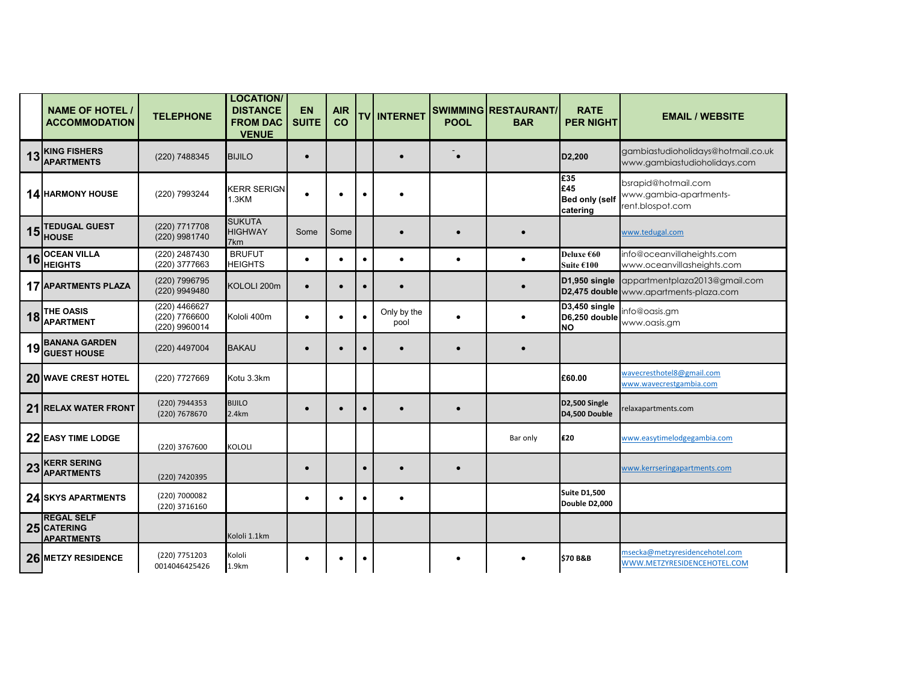|  | NAME OF HOTEL / ACCOMMODATION | TELEPHONE | LOCATION/ DISTANCE FROM DAC VENUE | EN SUITE | AIR CO | TV | INTERNET | SWIMMING POOL | RESTAURANT/ BAR | RATE PER NIGHT | EMAIL / WEBSITE |
|---|---|---|---|---|---|---|---|---|---|---|---|
| 13 | KING FISHERS APARTMENTS | (220) 7488345 | BIJILO | • |  |  | • | -• |  | D2,200 | gambiastudioholidays@hotmail.co.uk www.gambiastudioholidays.com |
| 14 | HARMONY HOUSE | (220) 7993244 | KERR SERIGN 1.3KM | • | • | • | • |  |  | £35 £45 Bed only (self catering | bsrapid@hotmail.com www.gambia-apartments-rent.blospot.com |
| 15 | TEDUGAL GUEST HOUSE | (220) 7717708 (220) 9981740 | SUKUTA HIGHWAY 7km | Some | Some |  | • | • | • |  | www.tedugal.com |
| 16 | OCEAN VILLA HEIGHTS | (220) 2487430 (220) 3777663 | BRUFUT HEIGHTS | • | • | • | • | • | • | Deluxe €60 Suite €100 | info@oceanvillaheights.com www.oceanvillasheights.com |
| 17 | APARTMENTS PLAZA | (220) 7996795 (220) 9949480 | KOLOLI 200m | • | • | • | • |  | • | D1,950 single D2,475 double | appartmentplaza2013@gmail.com www.apartments-plaza.com |
| 18 | THE OASIS APARTMENT | (220) 4466627 (220) 7766600 (220) 9960014 | Kololi 400m | • | • | • | Only by the pool | • | • | D3,450 single D6,250 double NO | info@oasis.gm www.oasis.gm |
| 19 | BANANA GARDEN GUEST HOUSE | (220) 4497004 | BAKAU | • | • | • | • | • | • |  |  |
| 20 | WAVE CREST HOTEL | (220) 7727669 | Kotu 3.3km |  |  |  |  |  |  | £60.00 | wavecresthotel8@gmail.com www.wavecrestgambia.com |
| 21 | RELAX WATER FRONT | (220) 7944353 (220) 7678670 | BIJILO 2.4km | • | • | • | • | • |  | D2,500 Single D4,500 Double | relaxapartments.com |
| 22 | EASY TIME LODGE | (220) 3767600 | KOLOLI |  |  |  |  |  | Bar only | £20 | www.easytimelodgegambia.com |
| 23 | KERR SERING APARTMENTS | (220) 7420395 |  | • |  | • | • | • |  |  | www.kerrseringapartments.com |
| 24 | SKYS APARTMENTS | (220) 7000082 (220) 3716160 |  | • | • | • | • |  |  | Suite D1,500 Double D2,000 |  |
| 25 | REGAL SELF CATERING APARTMENTS |  | Kololi 1.1km |  |  |  |  |  |  |  |  |
| 26 | METZY RESIDENCE | (220) 7751203 0014046425426 | Kololi 1.9km | • | • | • |  | • | • | $70 B&B | msecka@metzyresidencehotel.com WWW.METZYRESIDENCEHOTEL.COM |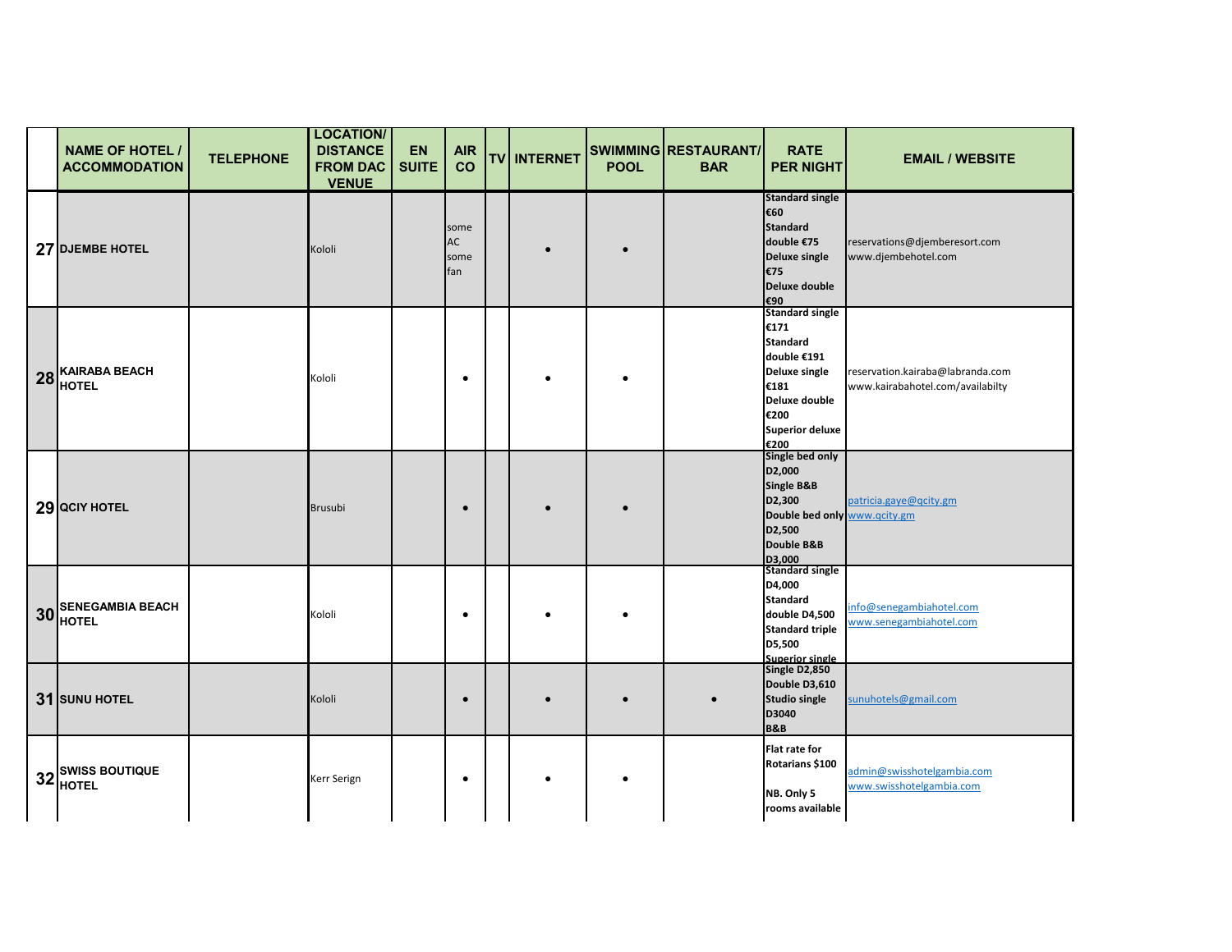| | NAME OF HOTEL / ACCOMMODATION | TELEPHONE | LOCATION/ DISTANCE FROM DAC VENUE | EN SUITE | AIR CO | TV | INTERNET | SWIMMING POOL | RESTAURANT/ BAR | RATE PER NIGHT | EMAIL / WEBSITE |
|---|---|---|---|---|---|---|---|---|---|---|---|
| 27 | DJEMBE HOTEL | | Kololi | | some AC some fan | | • | • | | Standard single €60 Standard double €75 Deluxe single €75 Deluxe double €90 | reservations@djemberesort.com www.djembehotel.com |
| 28 | KAIRABA BEACH HOTEL | | Kololi | | • | | • | • | | Standard single €171 Standard double €191 Deluxe single €181 Deluxe double €200 Superior deluxe €200 | reservation.kairaba@labranda.com www.kairabahotel.com/availabilty |
| 29 | QCIY HOTEL | | Brusubi | | • | | • | • | | Single bed only D2,000 Single B&B D2,300 Double bed only D2,500 Double B&B D3,000 | patricia.gaye@qcity.gm www.qcity.gm |
| 30 | SENEGAMBIA BEACH HOTEL | | Kololi | | • | | • | • | | Standard single D4,000 Standard double D4,500 Standard triple D5,500 Superior single | info@senegambiahotel.com www.senegambiahotel.com |
| 31 | SUNU HOTEL | | Kololi | | • | | • | • | • | Single D2,850 Double D3,610 Studio single D3040 B&B | sunuhotels@gmail.com |
| 32 | SWISS BOUTIQUE HOTEL | | Kerr Serign | | • | | • | • | | Flat rate for Rotarians $100 NB. Only 5 rooms available | admin@swisshotelgambia.com www.swisshotelgambia.com |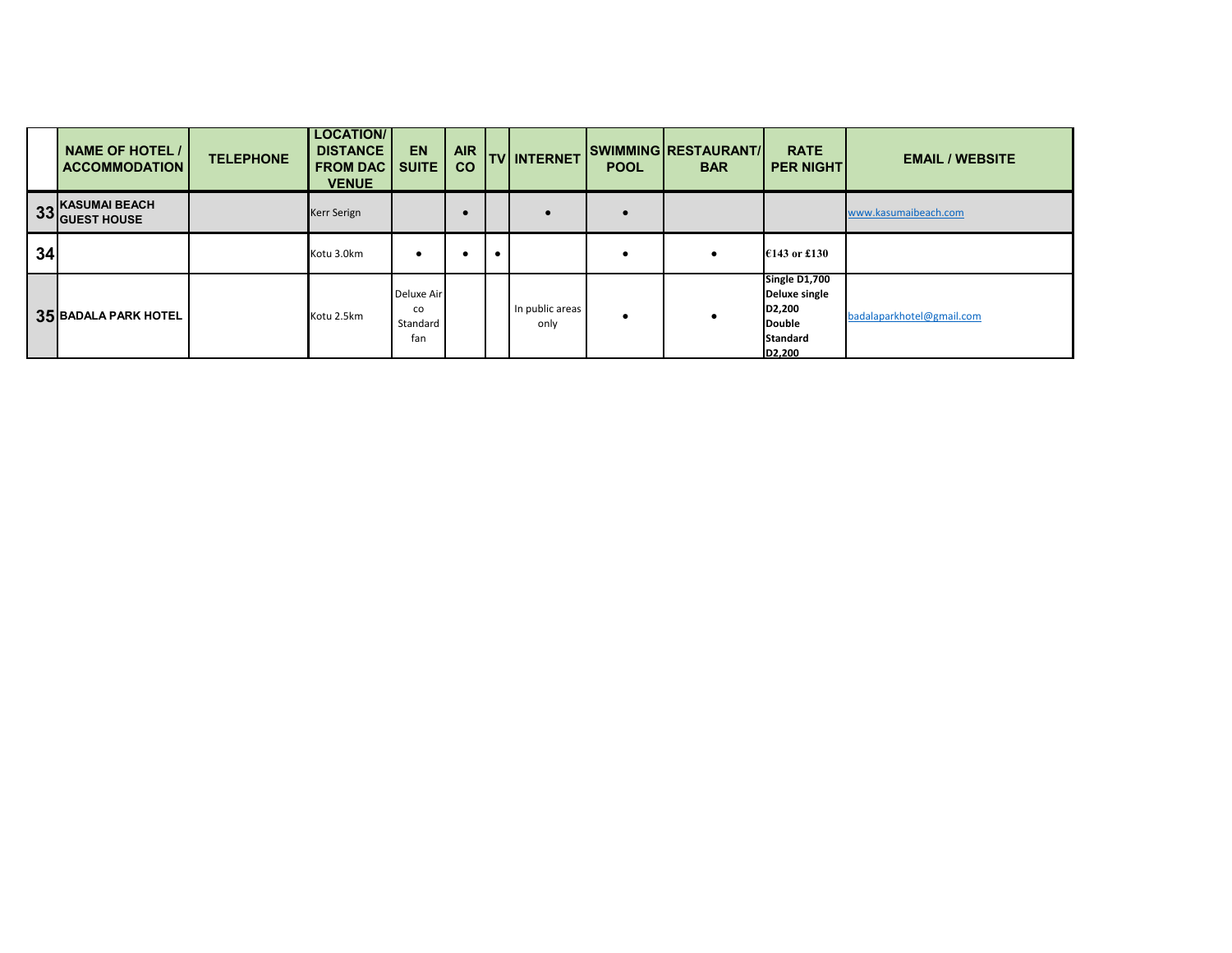| | NAME OF HOTEL / ACCOMMODATION | TELEPHONE | LOCATION/ DISTANCE FROM DAC VENUE | EN SUITE | AIR CO | TV | INTERNET | SWIMMING POOL | RESTAURANT/ BAR | RATE PER NIGHT | EMAIL / WEBSITE |
|---|---|---|---|---|---|---|---|---|---|---|---|
| 33 | KASUMAI BEACH GUEST HOUSE | | Kerr Serign | | • | | • | • | | | www.kasumaibeach.com |
| 34 | | | Kotu 3.0km | • | • | • | | • | • | €143 or £130 | |
| 35 | BADALA PARK HOTEL | | Kotu 2.5km | Deluxe Air co Standard fan | | | In public areas only | • | • | Single D1,700 Deluxe single D2,200 Double Standard D2,200 | badalaparkhotel@gmail.com |